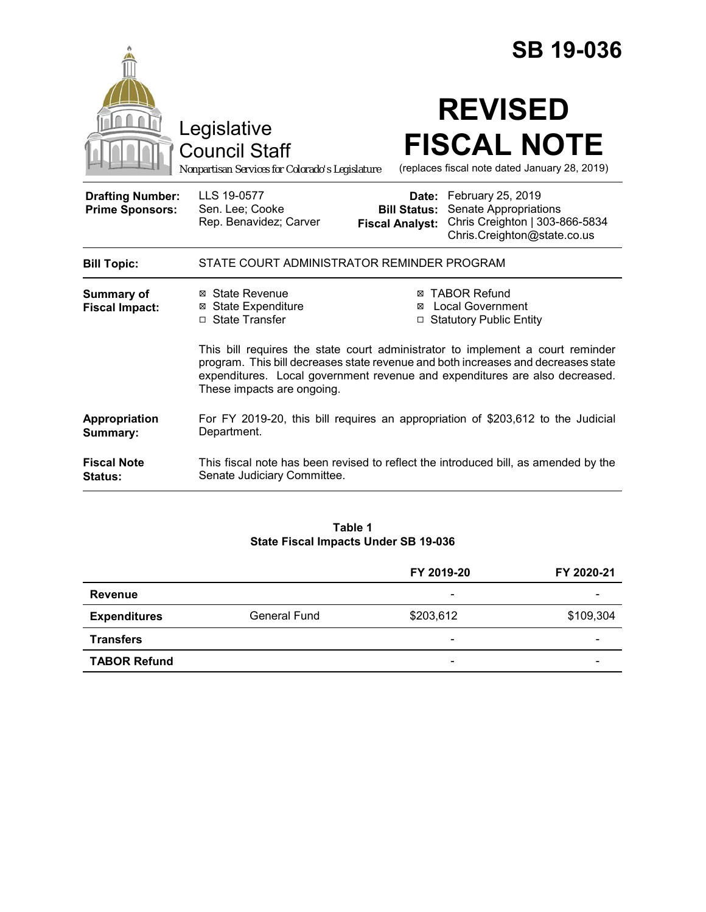# SB 19-036

Legislative Council Staff
*Nonpartisan Services for Colorado's Legislature*

# REVISED FISCAL NOTE

(replaces fiscal note dated January 28, 2019)

| | | | |
|---|---|---|---|
| **Drafting Number:** | LLS 19-0577 | **Date:** | February 25, 2019 |
| **Prime Sponsors:** | Sen. Lee; Cooke<br>Rep. Benavidez; Carver | **Bill Status:** | Senate Appropriations |
| | | **Fiscal Analyst:** | Chris Creighton \| 303-866-5834<br>Chris.Creighton@state.co.us |

**Bill Topic:** STATE COURT ADMINISTRATOR REMINDER PROGRAM

**Summary of Fiscal Impact:**

- ☒ State Revenue
- ☒ State Expenditure
- ☐ State Transfer
- ☒ TABOR Refund
- ☒ Local Government
- ☐ Statutory Public Entity

This bill requires the state court administrator to implement a court reminder program. This bill decreases state revenue and both increases and decreases state expenditures. Local government revenue and expenditures are also decreased. These impacts are ongoing.

**Appropriation Summary:** For FY 2019-20, this bill requires an appropriation of $203,612 to the Judicial Department.

**Fiscal Note Status:** This fiscal note has been revised to reflect the introduced bill, as amended by the Senate Judiciary Committee.

**Table 1**
**State Fiscal Impacts Under SB 19-036**

| | | FY 2019-20 | FY 2020-21 |
|---|---|---|---|
| **Revenue** | | - | - |
| **Expenditures** | General Fund | $203,612 | $109,304 |
| **Transfers** | | - | - |
| **TABOR Refund** | | - | - |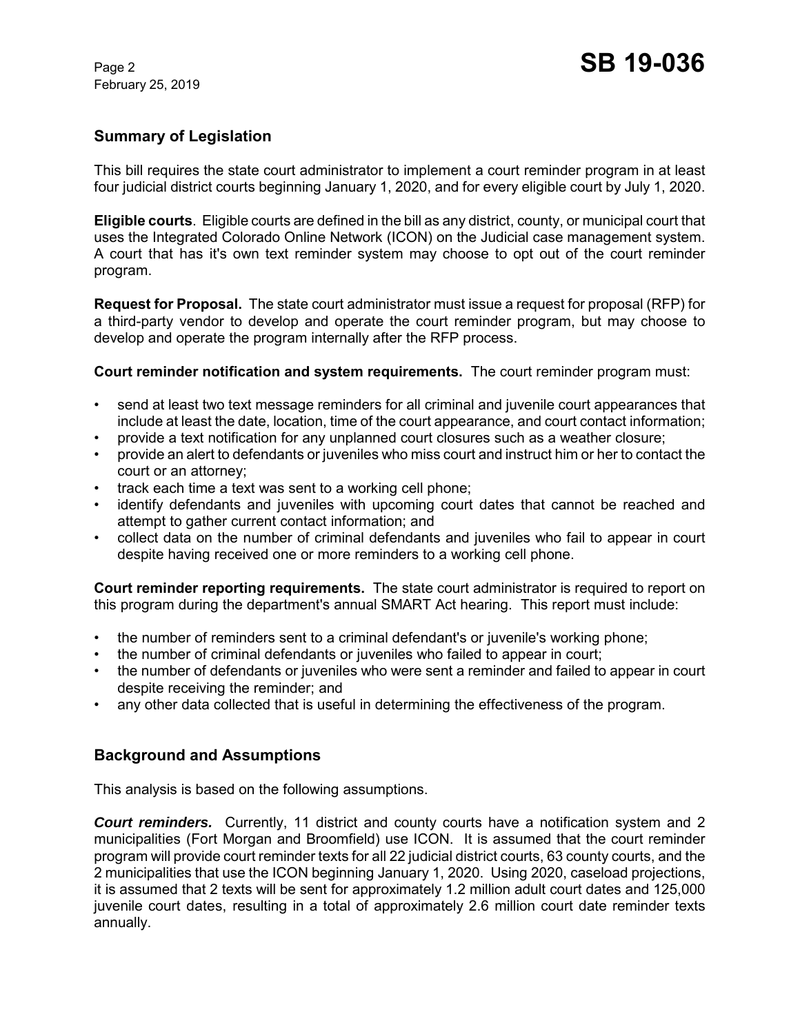## Summary of Legislation

This bill requires the state court administrator to implement a court reminder program in at least four judicial district courts beginning January 1, 2020, and for every eligible court by July 1, 2020.

**Eligible courts**. Eligible courts are defined in the bill as any district, county, or municipal court that uses the Integrated Colorado Online Network (ICON) on the Judicial case management system. A court that has it's own text reminder system may choose to opt out of the court reminder program.

**Request for Proposal.** The state court administrator must issue a request for proposal (RFP) for a third-party vendor to develop and operate the court reminder program, but may choose to develop and operate the program internally after the RFP process.

**Court reminder notification and system requirements.** The court reminder program must:

- send at least two text message reminders for all criminal and juvenile court appearances that include at least the date, location, time of the court appearance, and court contact information;
- provide a text notification for any unplanned court closures such as a weather closure;
- provide an alert to defendants or juveniles who miss court and instruct him or her to contact the court or an attorney;
- track each time a text was sent to a working cell phone;
- identify defendants and juveniles with upcoming court dates that cannot be reached and attempt to gather current contact information; and
- collect data on the number of criminal defendants and juveniles who fail to appear in court despite having received one or more reminders to a working cell phone.

**Court reminder reporting requirements.** The state court administrator is required to report on this program during the department's annual SMART Act hearing. This report must include:

- the number of reminders sent to a criminal defendant's or juvenile's working phone;
- the number of criminal defendants or juveniles who failed to appear in court;
- the number of defendants or juveniles who were sent a reminder and failed to appear in court despite receiving the reminder; and
- any other data collected that is useful in determining the effectiveness of the program.

## Background and Assumptions

This analysis is based on the following assumptions.

***Court reminders.*** Currently, 11 district and county courts have a notification system and 2 municipalities (Fort Morgan and Broomfield) use ICON. It is assumed that the court reminder program will provide court reminder texts for all 22 judicial district courts, 63 county courts, and the 2 municipalities that use the ICON beginning January 1, 2020. Using 2020, caseload projections, it is assumed that 2 texts will be sent for approximately 1.2 million adult court dates and 125,000 juvenile court dates, resulting in a total of approximately 2.6 million court date reminder texts annually.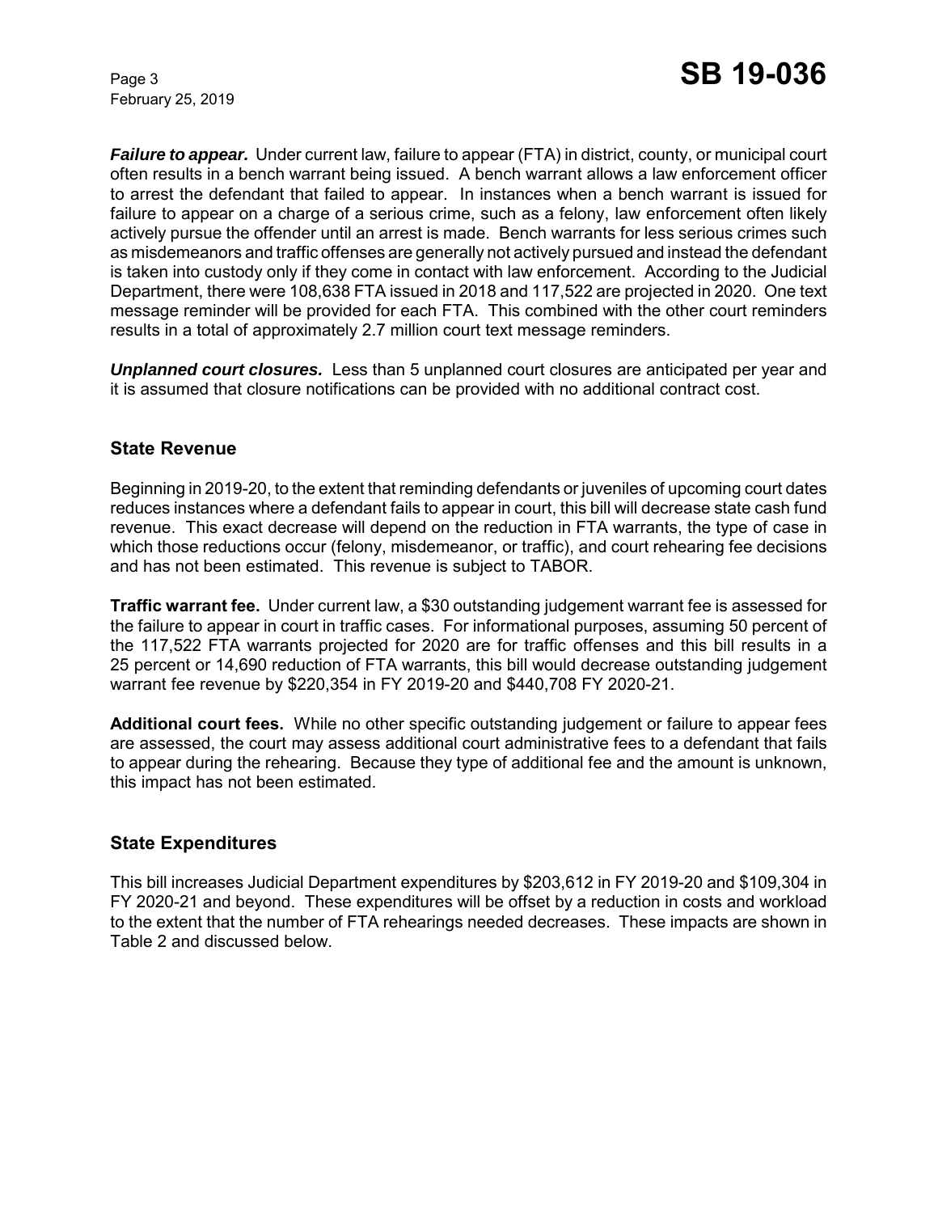***Failure to appear.*** Under current law, failure to appear (FTA) in district, county, or municipal court often results in a bench warrant being issued. A bench warrant allows a law enforcement officer to arrest the defendant that failed to appear. In instances when a bench warrant is issued for failure to appear on a charge of a serious crime, such as a felony, law enforcement often likely actively pursue the offender until an arrest is made. Bench warrants for less serious crimes such as misdemeanors and traffic offenses are generally not actively pursued and instead the defendant is taken into custody only if they come in contact with law enforcement. According to the Judicial Department, there were 108,638 FTA issued in 2018 and 117,522 are projected in 2020. One text message reminder will be provided for each FTA. This combined with the other court reminders results in a total of approximately 2.7 million court text message reminders.

***Unplanned court closures.*** Less than 5 unplanned court closures are anticipated per year and it is assumed that closure notifications can be provided with no additional contract cost.

## State Revenue

Beginning in 2019-20, to the extent that reminding defendants or juveniles of upcoming court dates reduces instances where a defendant fails to appear in court, this bill will decrease state cash fund revenue. This exact decrease will depend on the reduction in FTA warrants, the type of case in which those reductions occur (felony, misdemeanor, or traffic), and court rehearing fee decisions and has not been estimated. This revenue is subject to TABOR.

**Traffic warrant fee.** Under current law, a $30 outstanding judgement warrant fee is assessed for the failure to appear in court in traffic cases. For informational purposes, assuming 50 percent of the 117,522 FTA warrants projected for 2020 are for traffic offenses and this bill results in a 25 percent or 14,690 reduction of FTA warrants, this bill would decrease outstanding judgement warrant fee revenue by $220,354 in FY 2019-20 and $440,708 FY 2020-21.

**Additional court fees.** While no other specific outstanding judgement or failure to appear fees are assessed, the court may assess additional court administrative fees to a defendant that fails to appear during the rehearing. Because they type of additional fee and the amount is unknown, this impact has not been estimated.

## State Expenditures

This bill increases Judicial Department expenditures by $203,612 in FY 2019-20 and $109,304 in FY 2020-21 and beyond. These expenditures will be offset by a reduction in costs and workload to the extent that the number of FTA rehearings needed decreases. These impacts are shown in Table 2 and discussed below.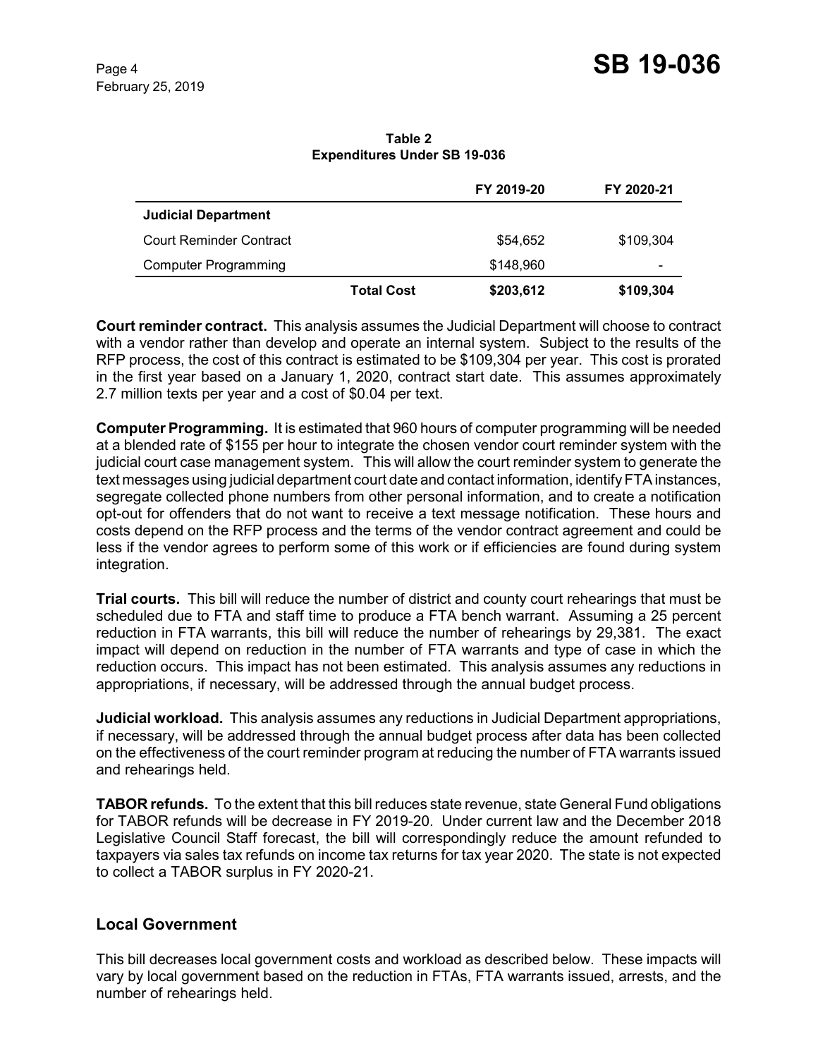**Table 2**
**Expenditures Under SB 19-036**

| | | FY 2019-20 | FY 2020-21 |
|---|---|---|---|
| **Judicial Department** | | | |
| Court Reminder Contract | | $54,652 | $109,304 |
| Computer Programming | | $148,960 | - |
| | **Total Cost** | **$203,612** | **$109,304** |

**Court reminder contract.** This analysis assumes the Judicial Department will choose to contract with a vendor rather than develop and operate an internal system. Subject to the results of the RFP process, the cost of this contract is estimated to be $109,304 per year. This cost is prorated in the first year based on a January 1, 2020, contract start date. This assumes approximately 2.7 million texts per year and a cost of $0.04 per text.

**Computer Programming.** It is estimated that 960 hours of computer programming will be needed at a blended rate of $155 per hour to integrate the chosen vendor court reminder system with the judicial court case management system. This will allow the court reminder system to generate the text messages using judicial department court date and contact information, identify FTA instances, segregate collected phone numbers from other personal information, and to create a notification opt-out for offenders that do not want to receive a text message notification. These hours and costs depend on the RFP process and the terms of the vendor contract agreement and could be less if the vendor agrees to perform some of this work or if efficiencies are found during system integration.

**Trial courts.** This bill will reduce the number of district and county court rehearings that must be scheduled due to FTA and staff time to produce a FTA bench warrant. Assuming a 25 percent reduction in FTA warrants, this bill will reduce the number of rehearings by 29,381. The exact impact will depend on reduction in the number of FTA warrants and type of case in which the reduction occurs. This impact has not been estimated. This analysis assumes any reductions in appropriations, if necessary, will be addressed through the annual budget process.

**Judicial workload.** This analysis assumes any reductions in Judicial Department appropriations, if necessary, will be addressed through the annual budget process after data has been collected on the effectiveness of the court reminder program at reducing the number of FTA warrants issued and rehearings held.

**TABOR refunds.** To the extent that this bill reduces state revenue, state General Fund obligations for TABOR refunds will be decrease in FY 2019-20. Under current law and the December 2018 Legislative Council Staff forecast, the bill will correspondingly reduce the amount refunded to taxpayers via sales tax refunds on income tax returns for tax year 2020. The state is not expected to collect a TABOR surplus in FY 2020-21.

## Local Government

This bill decreases local government costs and workload as described below. These impacts will vary by local government based on the reduction in FTAs, FTA warrants issued, arrests, and the number of rehearings held.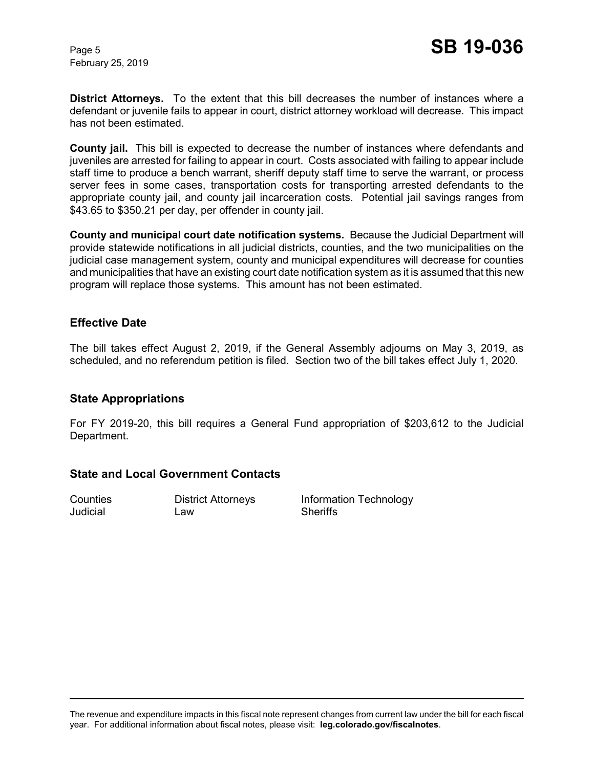**District Attorneys.** To the extent that this bill decreases the number of instances where a defendant or juvenile fails to appear in court, district attorney workload will decrease. This impact has not been estimated.

**County jail.** This bill is expected to decrease the number of instances where defendants and juveniles are arrested for failing to appear in court. Costs associated with failing to appear include staff time to produce a bench warrant, sheriff deputy staff time to serve the warrant, or process server fees in some cases, transportation costs for transporting arrested defendants to the appropriate county jail, and county jail incarceration costs. Potential jail savings ranges from $43.65 to $350.21 per day, per offender in county jail.

**County and municipal court date notification systems.** Because the Judicial Department will provide statewide notifications in all judicial districts, counties, and the two municipalities on the judicial case management system, county and municipal expenditures will decrease for counties and municipalities that have an existing court date notification system as it is assumed that this new program will replace those systems. This amount has not been estimated.

## Effective Date

The bill takes effect August 2, 2019, if the General Assembly adjourns on May 3, 2019, as scheduled, and no referendum petition is filed. Section two of the bill takes effect July 1, 2020.

## State Appropriations

For FY 2019-20, this bill requires a General Fund appropriation of $203,612 to the Judicial Department.

## State and Local Government Contacts

| | | |
|---|---|---|
| Counties | District Attorneys | Information Technology |
| Judicial | Law | Sheriffs |

The revenue and expenditure impacts in this fiscal note represent changes from current law under the bill for each fiscal year. For additional information about fiscal notes, please visit: **leg.colorado.gov/fiscalnotes**.